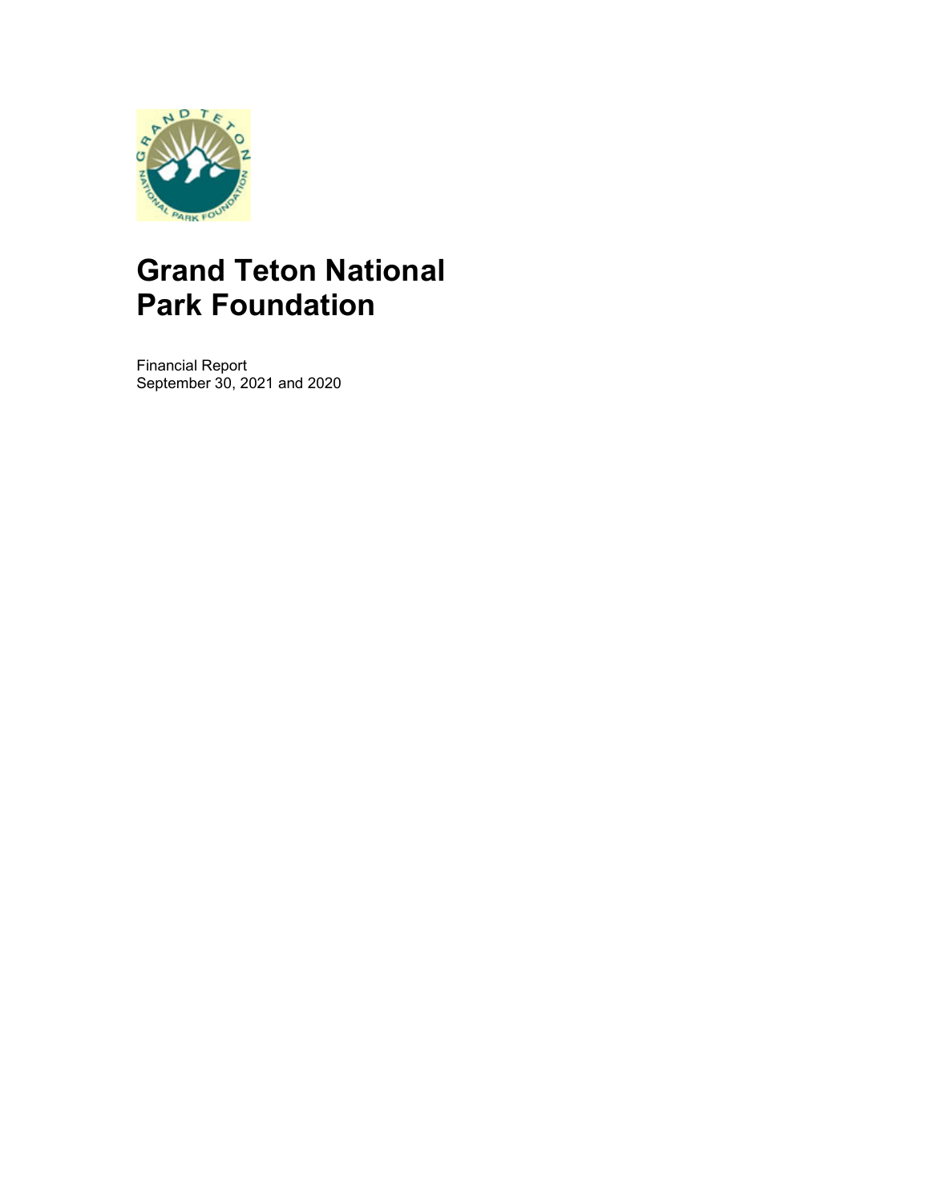# Grand Teton National Park Foundation

Financial Report
September 30, 2021 and 2020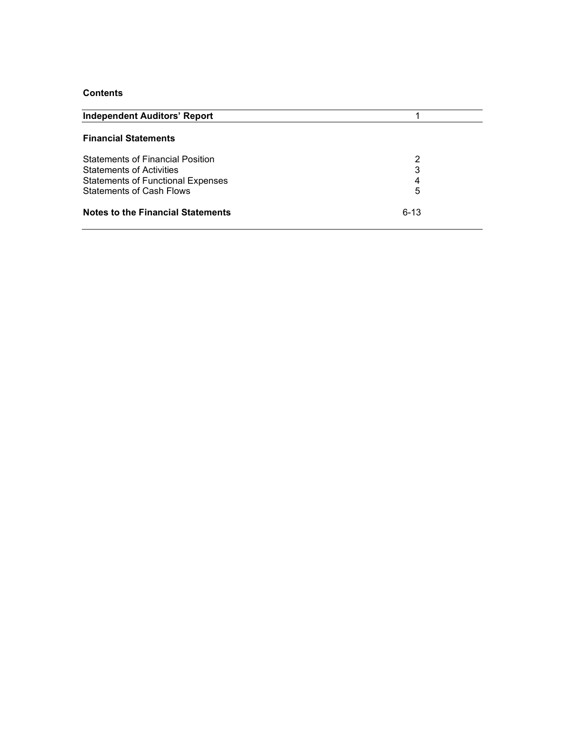## Contents

| | |
|---|---|
| **Independent Auditors' Report** | 1 |
| **Financial Statements** | |
| Statements of Financial Position | 2 |
| Statements of Activities | 3 |
| Statements of Functional Expenses | 4 |
| Statements of Cash Flows | 5 |
| **Notes to the Financial Statements** | 6-13 |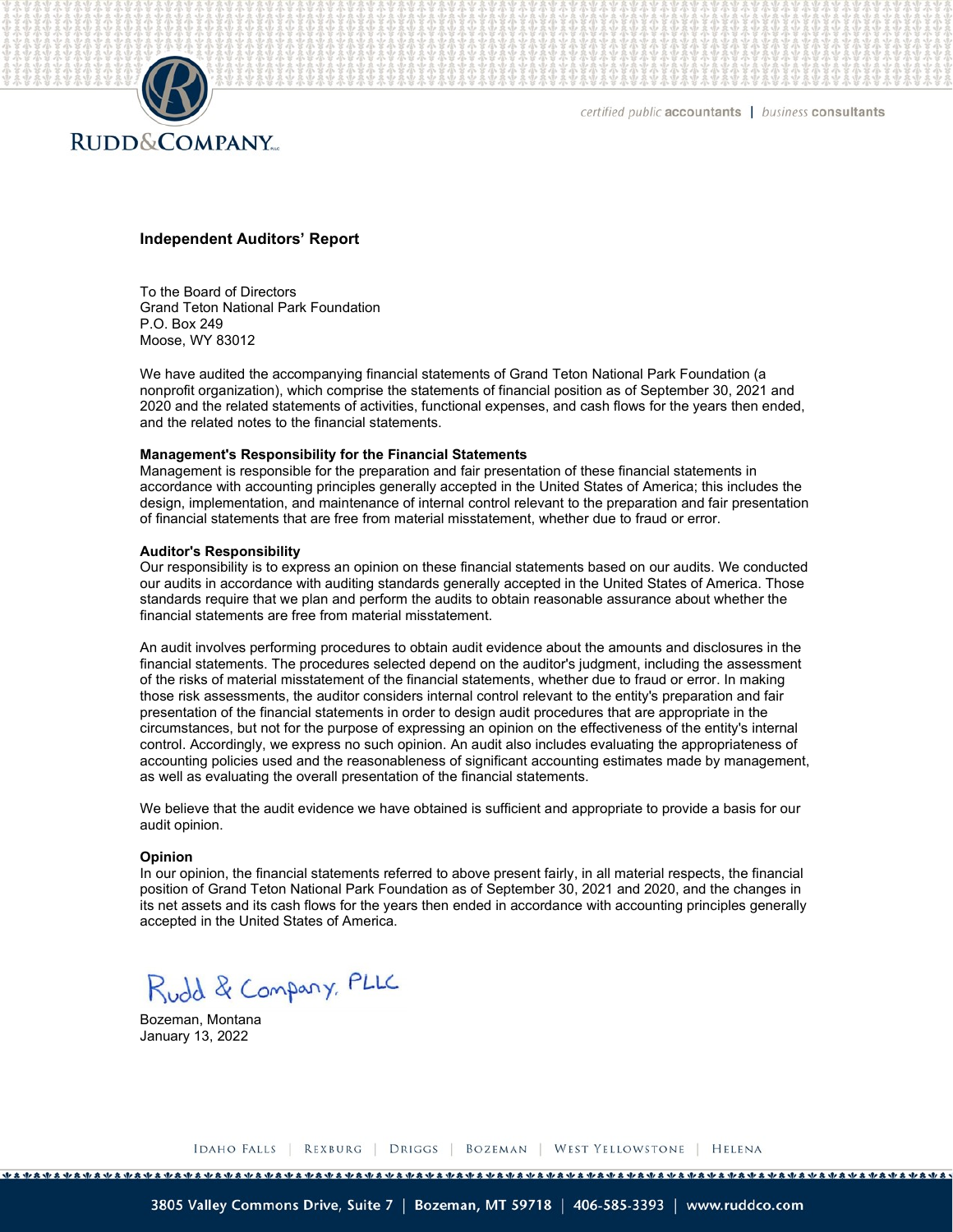# Independent Auditors' Report

To the Board of Directors
Grand Teton National Park Foundation
P.O. Box 249
Moose, WY 83012

We have audited the accompanying financial statements of Grand Teton National Park Foundation (a nonprofit organization), which comprise the statements of financial position as of September 30, 2021 and 2020 and the related statements of activities, functional expenses, and cash flows for the years then ended, and the related notes to the financial statements.

**Management's Responsibility for the Financial Statements**
Management is responsible for the preparation and fair presentation of these financial statements in accordance with accounting principles generally accepted in the United States of America; this includes the design, implementation, and maintenance of internal control relevant to the preparation and fair presentation of financial statements that are free from material misstatement, whether due to fraud or error.

**Auditor's Responsibility**
Our responsibility is to express an opinion on these financial statements based on our audits. We conducted our audits in accordance with auditing standards generally accepted in the United States of America. Those standards require that we plan and perform the audits to obtain reasonable assurance about whether the financial statements are free from material misstatement.

An audit involves performing procedures to obtain audit evidence about the amounts and disclosures in the financial statements. The procedures selected depend on the auditor's judgment, including the assessment of the risks of material misstatement of the financial statements, whether due to fraud or error. In making those risk assessments, the auditor considers internal control relevant to the entity's preparation and fair presentation of the financial statements in order to design audit procedures that are appropriate in the circumstances, but not for the purpose of expressing an opinion on the effectiveness of the entity's internal control. Accordingly, we express no such opinion. An audit also includes evaluating the appropriateness of accounting policies used and the reasonableness of significant accounting estimates made by management, as well as evaluating the overall presentation of the financial statements.

We believe that the audit evidence we have obtained is sufficient and appropriate to provide a basis for our audit opinion.

**Opinion**
In our opinion, the financial statements referred to above present fairly, in all material respects, the financial position of Grand Teton National Park Foundation as of September 30, 2021 and 2020, and the changes in its net assets and its cash flows for the years then ended in accordance with accounting principles generally accepted in the United States of America.

Rudd & Company, PLLC

Bozeman, Montana
January 13, 2022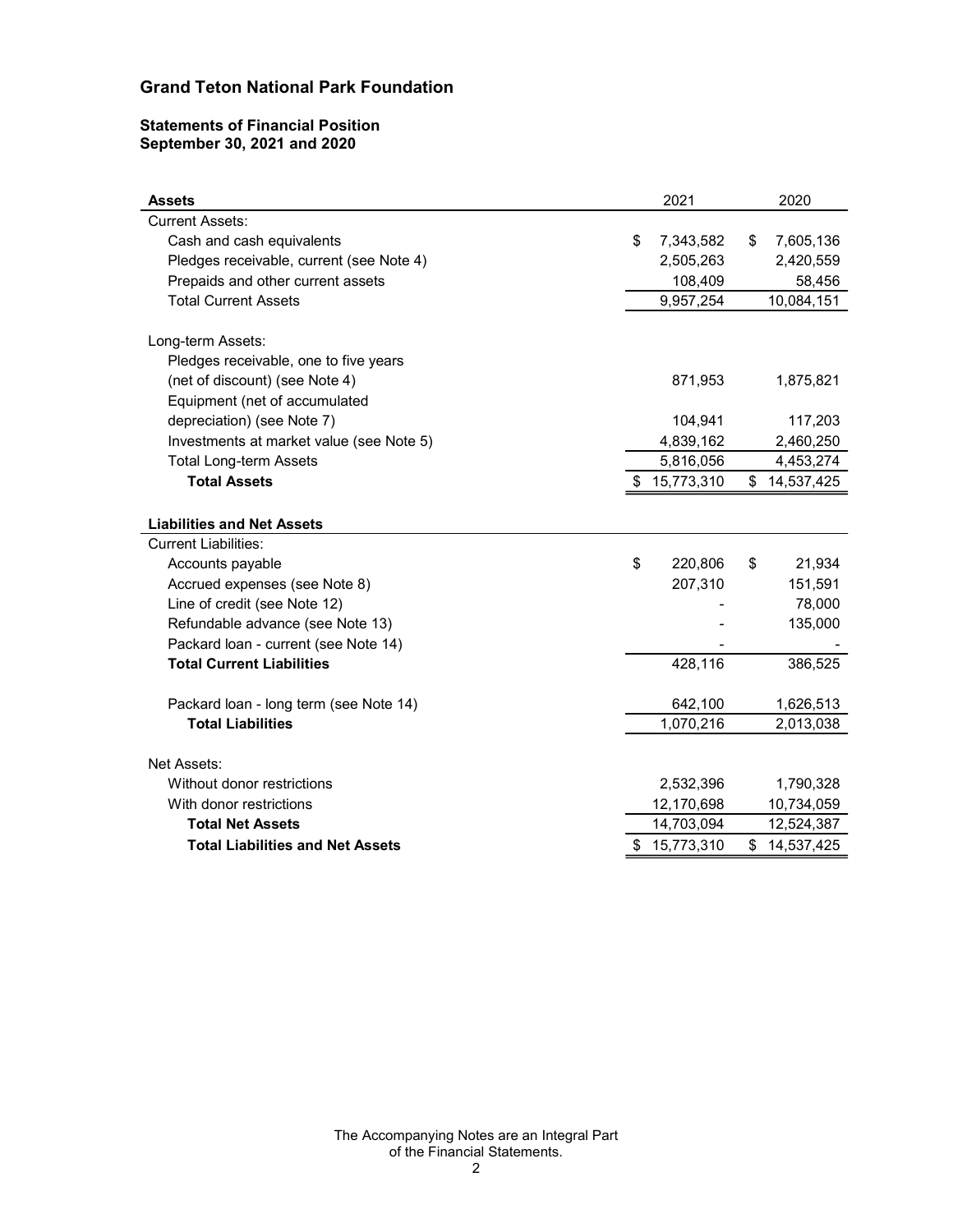## Grand Teton National Park Foundation

### Statements of Financial Position
### September 30, 2021 and 2020

| **Assets** | 2021 | 2020 |
|---|---|---|
| Current Assets: | | |
| Cash and cash equivalents | $ 7,343,582 | $ 7,605,136 |
| Pledges receivable, current (see Note 4) | 2,505,263 | 2,420,559 |
| Prepaids and other current assets | 108,409 | 58,456 |
| Total Current Assets | 9,957,254 | 10,084,151 |
| | | |
| Long-term Assets: | | |
| Pledges receivable, one to five years (net of discount) (see Note 4) | 871,953 | 1,875,821 |
| Equipment (net of accumulated depreciation) (see Note 7) | 104,941 | 117,203 |
| Investments at market value (see Note 5) | 4,839,162 | 2,460,250 |
| Total Long-term Assets | 5,816,056 | 4,453,274 |
| **Total Assets** | $ 15,773,310 | $ 14,537,425 |
| | | |
| **Liabilities and Net Assets** | | |
| Current Liabilities: | | |
| Accounts payable | $ 220,806 | $ 21,934 |
| Accrued expenses (see Note 8) | 207,310 | 151,591 |
| Line of credit (see Note 12) | - | 78,000 |
| Refundable advance (see Note 13) | - | 135,000 |
| Packard loan - current (see Note 14) | - | - |
| **Total Current Liabilities** | 428,116 | 386,525 |
| | | |
| Packard loan - long term (see Note 14) | 642,100 | 1,626,513 |
| **Total Liabilities** | 1,070,216 | 2,013,038 |
| | | |
| Net Assets: | | |
| Without donor restrictions | 2,532,396 | 1,790,328 |
| With donor restrictions | 12,170,698 | 10,734,059 |
| **Total Net Assets** | 14,703,094 | 12,524,387 |
| **Total Liabilities and Net Assets** | $ 15,773,310 | $ 14,537,425 |

The Accompanying Notes are an Integral Part of the Financial Statements.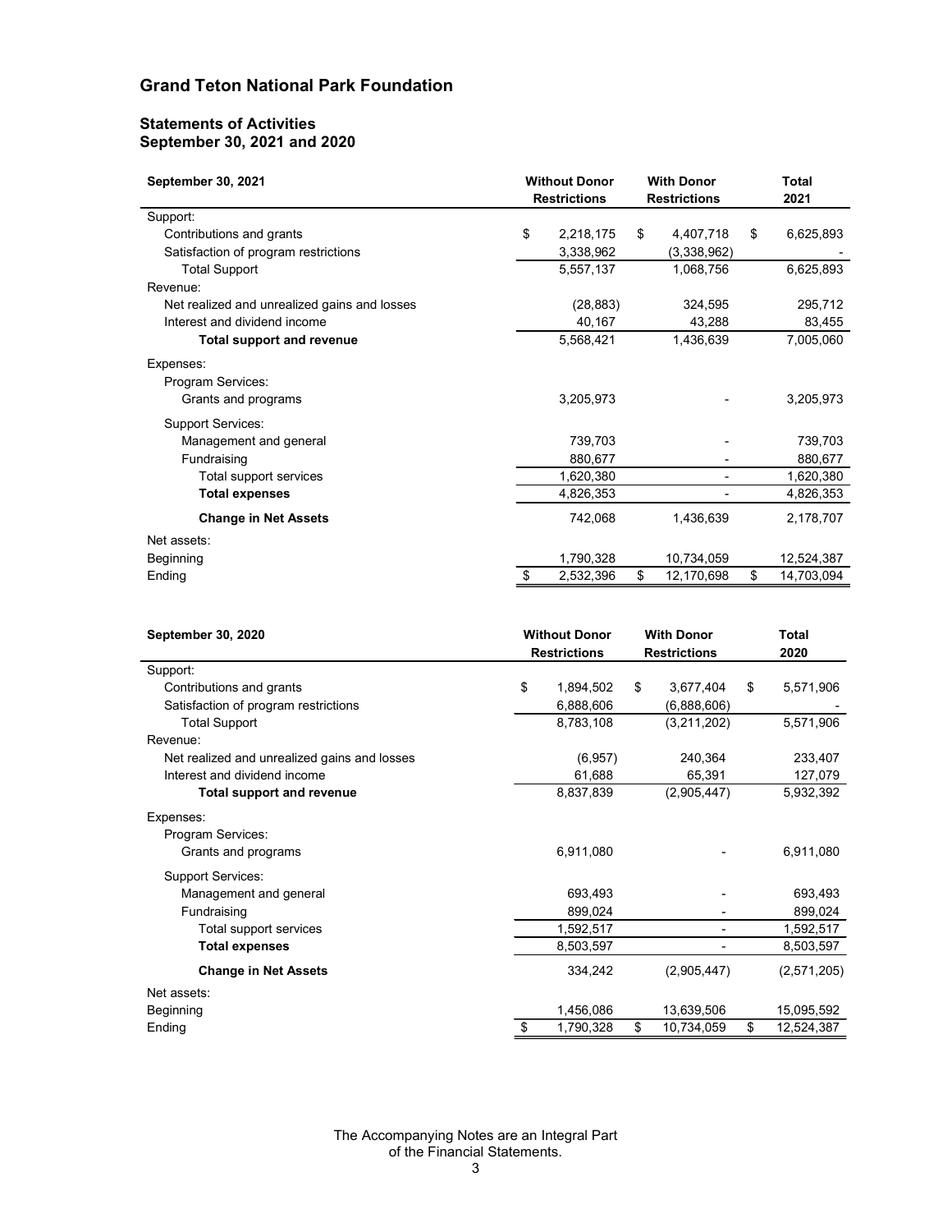# Grand Teton National Park Foundation

## Statements of Activities
## September 30, 2021 and 2020

| September 30, 2021 | Without Donor Restrictions | With Donor Restrictions | Total 2021 |
|---|---|---|---|
| Support: | | | |
| Contributions and grants | $ 2,218,175 | $ 4,407,718 | $ 6,625,893 |
| Satisfaction of program restrictions | 3,338,962 | (3,338,962) | - |
| Total Support | 5,557,137 | 1,068,756 | 6,625,893 |
| Revenue: | | | |
| Net realized and unrealized gains and losses | (28,883) | 324,595 | 295,712 |
| Interest and dividend income | 40,167 | 43,288 | 83,455 |
| **Total support and revenue** | 5,568,421 | 1,436,639 | 7,005,060 |
| Expenses: | | | |
| Program Services: | | | |
| Grants and programs | 3,205,973 | - | 3,205,973 |
| Support Services: | | | |
| Management and general | 739,703 | - | 739,703 |
| Fundraising | 880,677 | - | 880,677 |
| Total support services | 1,620,380 | - | 1,620,380 |
| **Total expenses** | 4,826,353 | - | 4,826,353 |
| **Change in Net Assets** | 742,068 | 1,436,639 | 2,178,707 |
| Net assets: | | | |
| Beginning | 1,790,328 | 10,734,059 | 12,524,387 |
| Ending | $ 2,532,396 | $ 12,170,698 | $ 14,703,094 |

| September 30, 2020 | Without Donor Restrictions | With Donor Restrictions | Total 2020 |
|---|---|---|---|
| Support: | | | |
| Contributions and grants | $ 1,894,502 | $ 3,677,404 | $ 5,571,906 |
| Satisfaction of program restrictions | 6,888,606 | (6,888,606) | - |
| Total Support | 8,783,108 | (3,211,202) | 5,571,906 |
| Revenue: | | | |
| Net realized and unrealized gains and losses | (6,957) | 240,364 | 233,407 |
| Interest and dividend income | 61,688 | 65,391 | 127,079 |
| **Total support and revenue** | 8,837,839 | (2,905,447) | 5,932,392 |
| Expenses: | | | |
| Program Services: | | | |
| Grants and programs | 6,911,080 | - | 6,911,080 |
| Support Services: | | | |
| Management and general | 693,493 | - | 693,493 |
| Fundraising | 899,024 | - | 899,024 |
| Total support services | 1,592,517 | - | 1,592,517 |
| **Total expenses** | 8,503,597 | - | 8,503,597 |
| **Change in Net Assets** | 334,242 | (2,905,447) | (2,571,205) |
| Net assets: | | | |
| Beginning | 1,456,086 | 13,639,506 | 15,095,592 |
| Ending | $ 1,790,328 | $ 10,734,059 | $ 12,524,387 |

The Accompanying Notes are an Integral Part of the Financial Statements.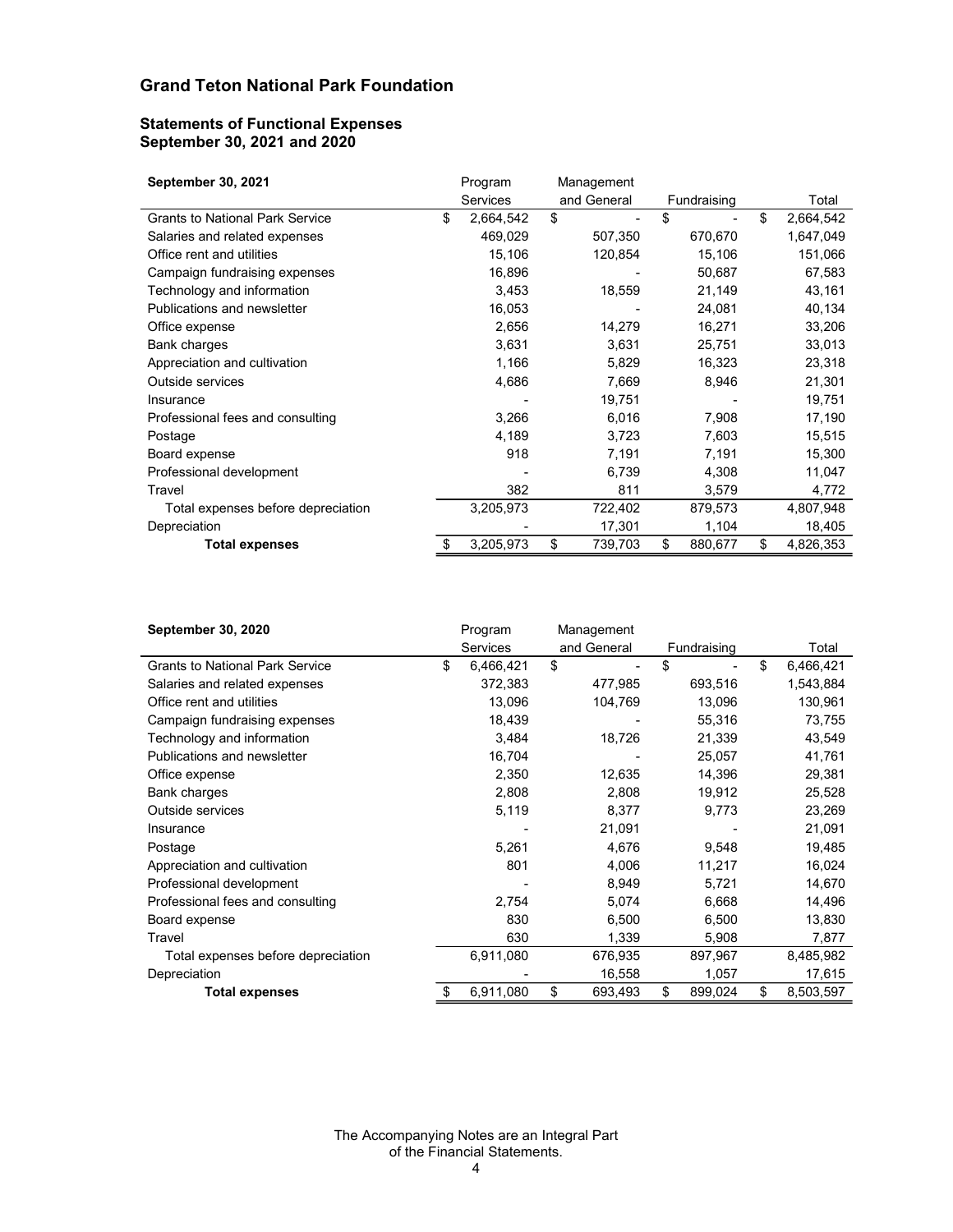## Grand Teton National Park Foundation

### Statements of Functional Expenses
### September 30, 2021 and 2020

| September 30, 2021 | Program Services | Management and General | Fundraising | Total |
|---|---|---|---|---|
| Grants to National Park Service | $ 2,664,542 | $ - | $ - | $ 2,664,542 |
| Salaries and related expenses | 469,029 | 507,350 | 670,670 | 1,647,049 |
| Office rent and utilities | 15,106 | 120,854 | 15,106 | 151,066 |
| Campaign fundraising expenses | 16,896 | - | 50,687 | 67,583 |
| Technology and information | 3,453 | 18,559 | 21,149 | 43,161 |
| Publications and newsletter | 16,053 | - | 24,081 | 40,134 |
| Office expense | 2,656 | 14,279 | 16,271 | 33,206 |
| Bank charges | 3,631 | 3,631 | 25,751 | 33,013 |
| Appreciation and cultivation | 1,166 | 5,829 | 16,323 | 23,318 |
| Outside services | 4,686 | 7,669 | 8,946 | 21,301 |
| Insurance | - | 19,751 | - | 19,751 |
| Professional fees and consulting | 3,266 | 6,016 | 7,908 | 17,190 |
| Postage | 4,189 | 3,723 | 7,603 | 15,515 |
| Board expense | 918 | 7,191 | 7,191 | 15,300 |
| Professional development | - | 6,739 | 4,308 | 11,047 |
| Travel | 382 | 811 | 3,579 | 4,772 |
| Total expenses before depreciation | 3,205,973 | 722,402 | 879,573 | 4,807,948 |
| Depreciation | - | 17,301 | 1,104 | 18,405 |
| **Total expenses** | $ 3,205,973 | $ 739,703 | $ 880,677 | $ 4,826,353 |

| September 30, 2020 | Program Services | Management and General | Fundraising | Total |
|---|---|---|---|---|
| Grants to National Park Service | $ 6,466,421 | $ - | $ - | $ 6,466,421 |
| Salaries and related expenses | 372,383 | 477,985 | 693,516 | 1,543,884 |
| Office rent and utilities | 13,096 | 104,769 | 13,096 | 130,961 |
| Campaign fundraising expenses | 18,439 | - | 55,316 | 73,755 |
| Technology and information | 3,484 | 18,726 | 21,339 | 43,549 |
| Publications and newsletter | 16,704 | - | 25,057 | 41,761 |
| Office expense | 2,350 | 12,635 | 14,396 | 29,381 |
| Bank charges | 2,808 | 2,808 | 19,912 | 25,528 |
| Outside services | 5,119 | 8,377 | 9,773 | 23,269 |
| Insurance | - | 21,091 | - | 21,091 |
| Postage | 5,261 | 4,676 | 9,548 | 19,485 |
| Appreciation and cultivation | 801 | 4,006 | 11,217 | 16,024 |
| Professional development | - | 8,949 | 5,721 | 14,670 |
| Professional fees and consulting | 2,754 | 5,074 | 6,668 | 14,496 |
| Board expense | 830 | 6,500 | 6,500 | 13,830 |
| Travel | 630 | 1,339 | 5,908 | 7,877 |
| Total expenses before depreciation | 6,911,080 | 676,935 | 897,967 | 8,485,982 |
| Depreciation | - | 16,558 | 1,057 | 17,615 |
| **Total expenses** | $ 6,911,080 | $ 693,493 | $ 899,024 | $ 8,503,597 |

The Accompanying Notes are an Integral Part of the Financial Statements.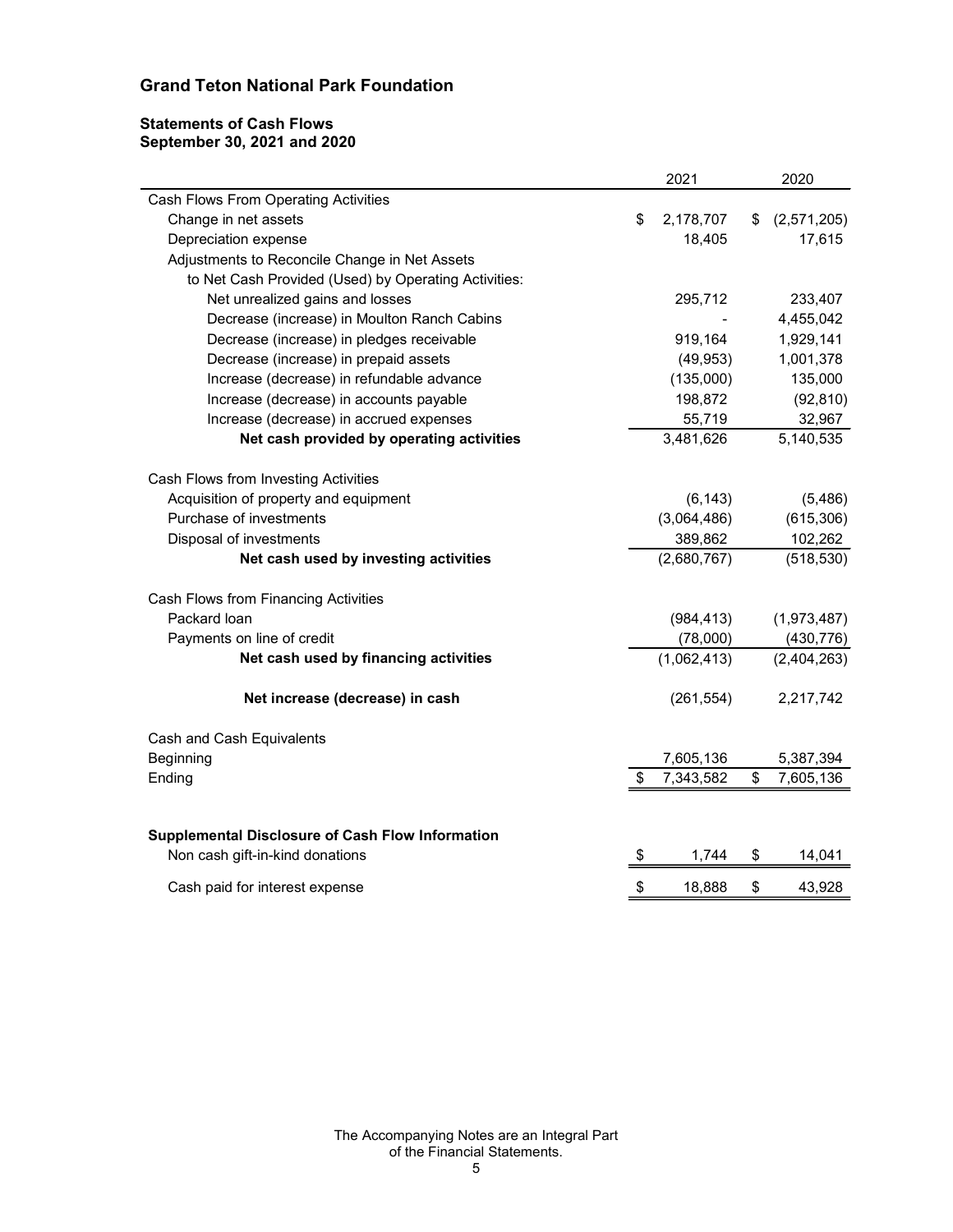## Grand Teton National Park Foundation

### Statements of Cash Flows
### September 30, 2021 and 2020

| | 2021 | 2020 |
|---|---|---|
| Cash Flows From Operating Activities | | |
| Change in net assets | $ 2,178,707 | $ (2,571,205) |
| Depreciation expense | 18,405 | 17,615 |
| Adjustments to Reconcile Change in Net Assets to Net Cash Provided (Used) by Operating Activities: | | |
| Net unrealized gains and losses | 295,712 | 233,407 |
| Decrease (increase) in Moulton Ranch Cabins | - | 4,455,042 |
| Decrease (increase) in pledges receivable | 919,164 | 1,929,141 |
| Decrease (increase) in prepaid assets | (49,953) | 1,001,378 |
| Increase (decrease) in refundable advance | (135,000) | 135,000 |
| Increase (decrease) in accounts payable | 198,872 | (92,810) |
| Increase (decrease) in accrued expenses | 55,719 | 32,967 |
| **Net cash provided by operating activities** | 3,481,626 | 5,140,535 |
| | | |
| Cash Flows from Investing Activities | | |
| Acquisition of property and equipment | (6,143) | (5,486) |
| Purchase of investments | (3,064,486) | (615,306) |
| Disposal of investments | 389,862 | 102,262 |
| **Net cash used by investing activities** | (2,680,767) | (518,530) |
| | | |
| Cash Flows from Financing Activities | | |
| Packard loan | (984,413) | (1,973,487) |
| Payments on line of credit | (78,000) | (430,776) |
| **Net cash used by financing activities** | (1,062,413) | (2,404,263) |
| | | |
| **Net increase (decrease) in cash** | (261,554) | 2,217,742 |
| | | |
| Cash and Cash Equivalents | | |
| Beginning | 7,605,136 | 5,387,394 |
| Ending | $ 7,343,582 | $ 7,605,136 |
| | | |
| **Supplemental Disclosure of Cash Flow Information** | | |
| Non cash gift-in-kind donations | $ 1,744 | $ 14,041 |
| Cash paid for interest expense | $ 18,888 | $ 43,928 |

The Accompanying Notes are an Integral Part of the Financial Statements.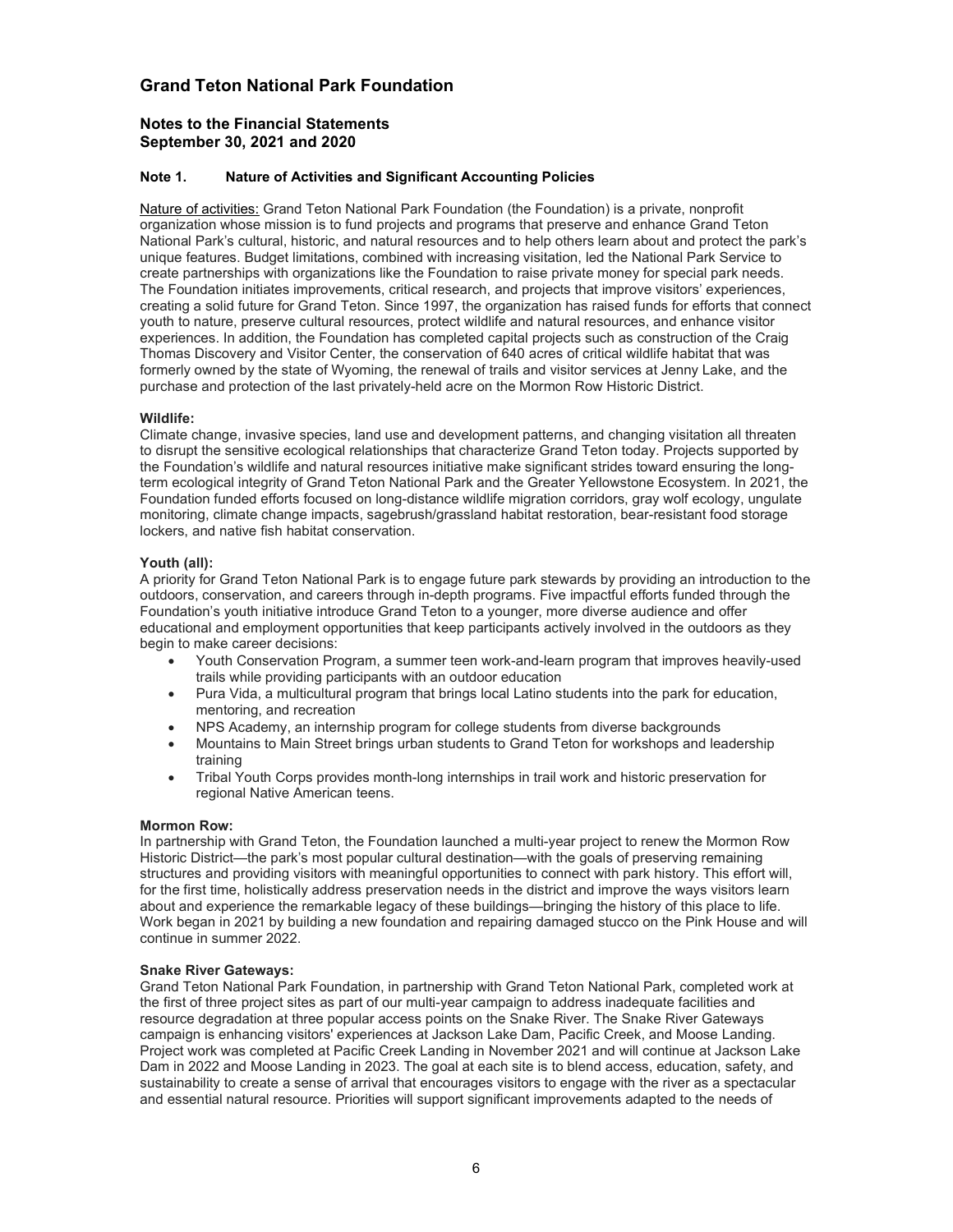# Grand Teton National Park Foundation

## Notes to the Financial Statements
## September 30, 2021 and 2020

### Note 1. Nature of Activities and Significant Accounting Policies

Nature of activities: Grand Teton National Park Foundation (the Foundation) is a private, nonprofit organization whose mission is to fund projects and programs that preserve and enhance Grand Teton National Park's cultural, historic, and natural resources and to help others learn about and protect the park's unique features. Budget limitations, combined with increasing visitation, led the National Park Service to create partnerships with organizations like the Foundation to raise private money for special park needs. The Foundation initiates improvements, critical research, and projects that improve visitors' experiences, creating a solid future for Grand Teton. Since 1997, the organization has raised funds for efforts that connect youth to nature, preserve cultural resources, protect wildlife and natural resources, and enhance visitor experiences. In addition, the Foundation has completed capital projects such as construction of the Craig Thomas Discovery and Visitor Center, the conservation of 640 acres of critical wildlife habitat that was formerly owned by the state of Wyoming, the renewal of trails and visitor services at Jenny Lake, and the purchase and protection of the last privately-held acre on the Mormon Row Historic District.

**Wildlife:**
Climate change, invasive species, land use and development patterns, and changing visitation all threaten to disrupt the sensitive ecological relationships that characterize Grand Teton today. Projects supported by the Foundation's wildlife and natural resources initiative make significant strides toward ensuring the long-term ecological integrity of Grand Teton National Park and the Greater Yellowstone Ecosystem. In 2021, the Foundation funded efforts focused on long-distance wildlife migration corridors, gray wolf ecology, ungulate monitoring, climate change impacts, sagebrush/grassland habitat restoration, bear-resistant food storage lockers, and native fish habitat conservation.

**Youth (all):**
A priority for Grand Teton National Park is to engage future park stewards by providing an introduction to the outdoors, conservation, and careers through in-depth programs. Five impactful efforts funded through the Foundation's youth initiative introduce Grand Teton to a younger, more diverse audience and offer educational and employment opportunities that keep participants actively involved in the outdoors as they begin to make career decisions:

- Youth Conservation Program, a summer teen work-and-learn program that improves heavily-used trails while providing participants with an outdoor education
- Pura Vida, a multicultural program that brings local Latino students into the park for education, mentoring, and recreation
- NPS Academy, an internship program for college students from diverse backgrounds
- Mountains to Main Street brings urban students to Grand Teton for workshops and leadership training
- Tribal Youth Corps provides month-long internships in trail work and historic preservation for regional Native American teens.

**Mormon Row:**
In partnership with Grand Teton, the Foundation launched a multi-year project to renew the Mormon Row Historic District—the park's most popular cultural destination—with the goals of preserving remaining structures and providing visitors with meaningful opportunities to connect with park history. This effort will, for the first time, holistically address preservation needs in the district and improve the ways visitors learn about and experience the remarkable legacy of these buildings—bringing the history of this place to life. Work began in 2021 by building a new foundation and repairing damaged stucco on the Pink House and will continue in summer 2022.

**Snake River Gateways:**
Grand Teton National Park Foundation, in partnership with Grand Teton National Park, completed work at the first of three project sites as part of our multi-year campaign to address inadequate facilities and resource degradation at three popular access points on the Snake River. The Snake River Gateways campaign is enhancing visitors' experiences at Jackson Lake Dam, Pacific Creek, and Moose Landing. Project work was completed at Pacific Creek Landing in November 2021 and will continue at Jackson Lake Dam in 2022 and Moose Landing in 2023. The goal at each site is to blend access, education, safety, and sustainability to create a sense of arrival that encourages visitors to engage with the river as a spectacular and essential natural resource. Priorities will support significant improvements adapted to the needs of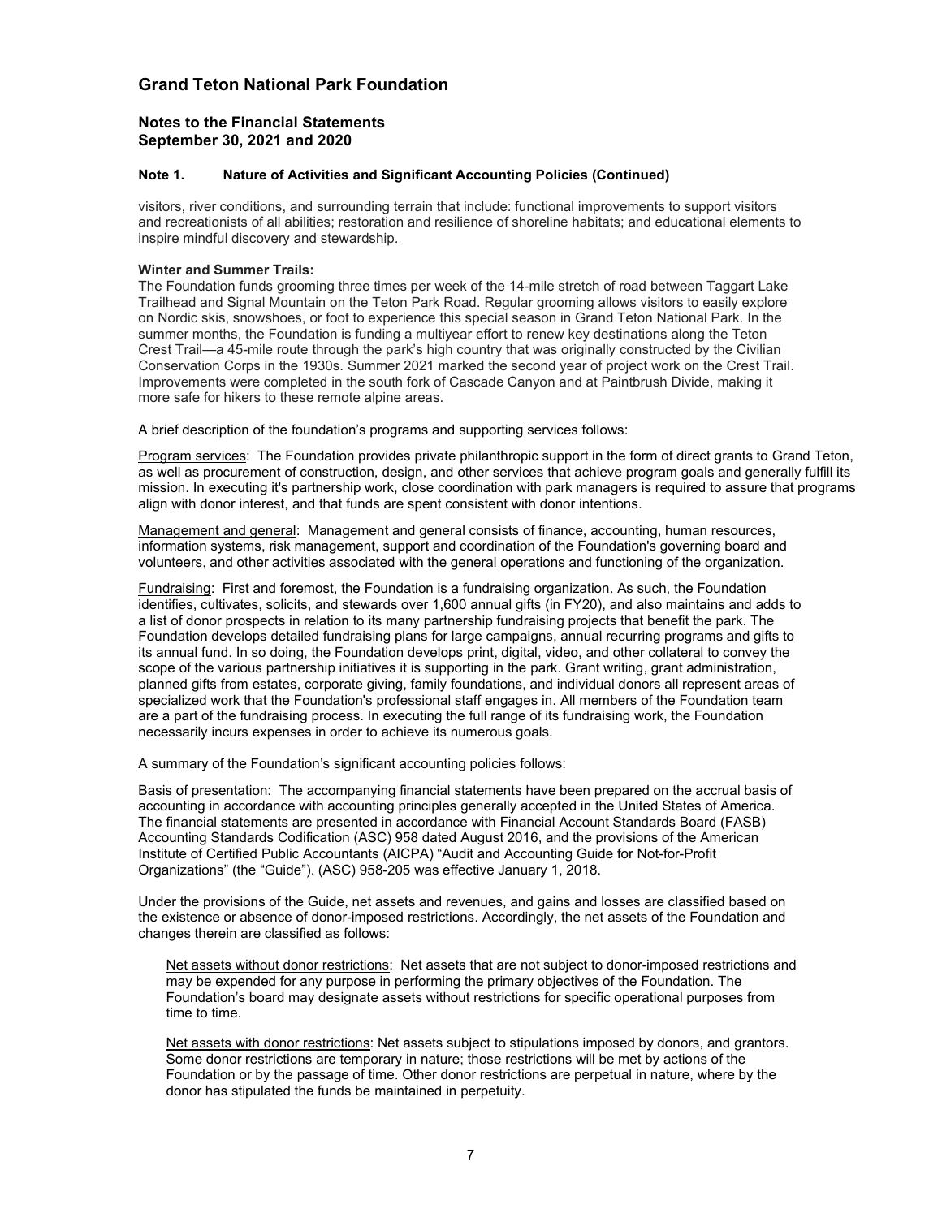# Grand Teton National Park Foundation

## Notes to the Financial Statements
## September 30, 2021 and 2020

### Note 1. Nature of Activities and Significant Accounting Policies (Continued)

visitors, river conditions, and surrounding terrain that include: functional improvements to support visitors and recreationists of all abilities; restoration and resilience of shoreline habitats; and educational elements to inspire mindful discovery and stewardship.

**Winter and Summer Trails:**
The Foundation funds grooming three times per week of the 14-mile stretch of road between Taggart Lake Trailhead and Signal Mountain on the Teton Park Road. Regular grooming allows visitors to easily explore on Nordic skis, snowshoes, or foot to experience this special season in Grand Teton National Park. In the summer months, the Foundation is funding a multiyear effort to renew key destinations along the Teton Crest Trail—a 45-mile route through the park's high country that was originally constructed by the Civilian Conservation Corps in the 1930s. Summer 2021 marked the second year of project work on the Crest Trail. Improvements were completed in the south fork of Cascade Canyon and at Paintbrush Divide, making it more safe for hikers to these remote alpine areas.

A brief description of the foundation's programs and supporting services follows:

Program services: The Foundation provides private philanthropic support in the form of direct grants to Grand Teton, as well as procurement of construction, design, and other services that achieve program goals and generally fulfill its mission. In executing it's partnership work, close coordination with park managers is required to assure that programs align with donor interest, and that funds are spent consistent with donor intentions.

Management and general: Management and general consists of finance, accounting, human resources, information systems, risk management, support and coordination of the Foundation's governing board and volunteers, and other activities associated with the general operations and functioning of the organization.

Fundraising: First and foremost, the Foundation is a fundraising organization. As such, the Foundation identifies, cultivates, solicits, and stewards over 1,600 annual gifts (in FY20), and also maintains and adds to a list of donor prospects in relation to its many partnership fundraising projects that benefit the park. The Foundation develops detailed fundraising plans for large campaigns, annual recurring programs and gifts to its annual fund. In so doing, the Foundation develops print, digital, video, and other collateral to convey the scope of the various partnership initiatives it is supporting in the park. Grant writing, grant administration, planned gifts from estates, corporate giving, family foundations, and individual donors all represent areas of specialized work that the Foundation's professional staff engages in. All members of the Foundation team are a part of the fundraising process. In executing the full range of its fundraising work, the Foundation necessarily incurs expenses in order to achieve its numerous goals.

A summary of the Foundation's significant accounting policies follows:

Basis of presentation: The accompanying financial statements have been prepared on the accrual basis of accounting in accordance with accounting principles generally accepted in the United States of America. The financial statements are presented in accordance with Financial Account Standards Board (FASB) Accounting Standards Codification (ASC) 958 dated August 2016, and the provisions of the American Institute of Certified Public Accountants (AICPA) "Audit and Accounting Guide for Not-for-Profit Organizations" (the "Guide"). (ASC) 958-205 was effective January 1, 2018.

Under the provisions of the Guide, net assets and revenues, and gains and losses are classified based on the existence or absence of donor-imposed restrictions. Accordingly, the net assets of the Foundation and changes therein are classified as follows:

Net assets without donor restrictions: Net assets that are not subject to donor-imposed restrictions and may be expended for any purpose in performing the primary objectives of the Foundation. The Foundation's board may designate assets without restrictions for specific operational purposes from time to time.

Net assets with donor restrictions: Net assets subject to stipulations imposed by donors, and grantors. Some donor restrictions are temporary in nature; those restrictions will be met by actions of the Foundation or by the passage of time. Other donor restrictions are perpetual in nature, where by the donor has stipulated the funds be maintained in perpetuity.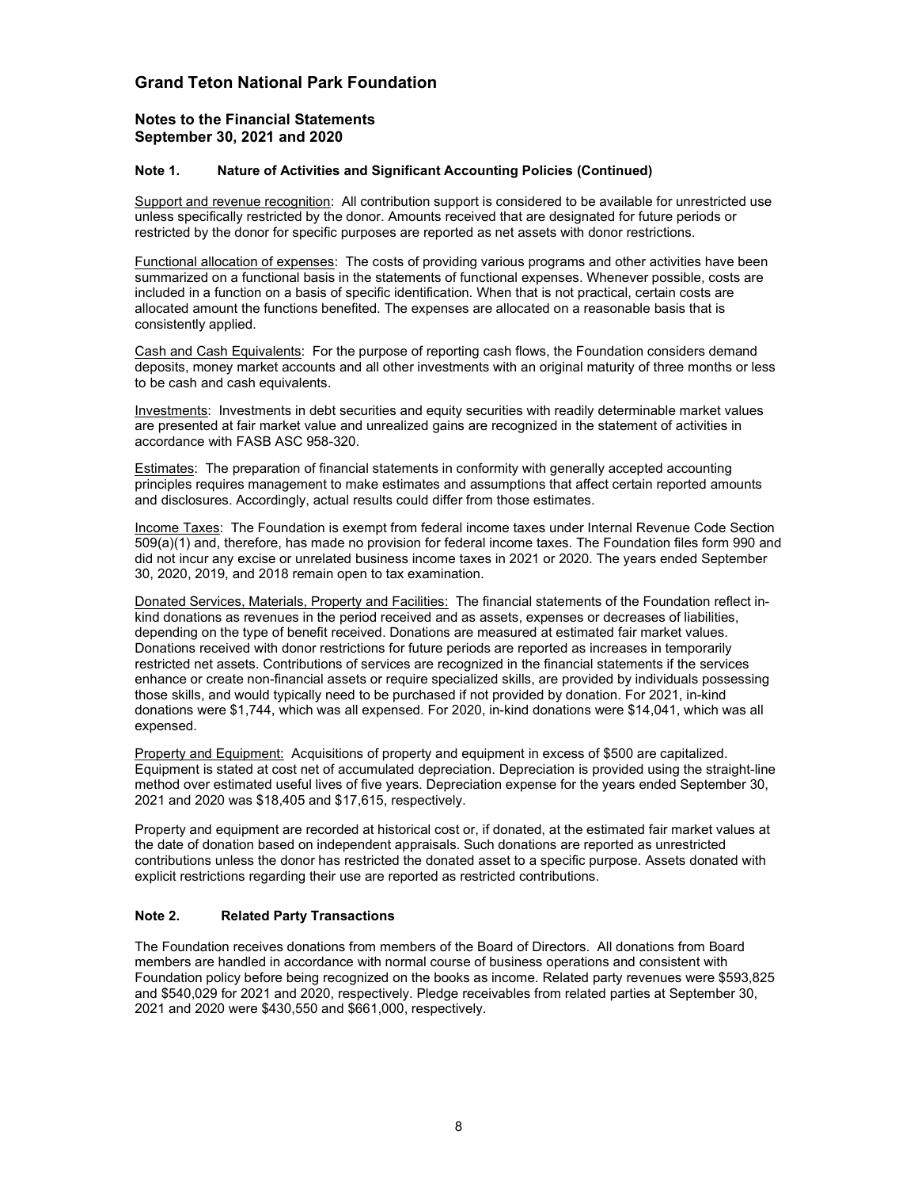# Grand Teton National Park Foundation

## Notes to the Financial Statements
## September 30, 2021 and 2020

### Note 1. Nature of Activities and Significant Accounting Policies (Continued)

Support and revenue recognition: All contribution support is considered to be available for unrestricted use unless specifically restricted by the donor. Amounts received that are designated for future periods or restricted by the donor for specific purposes are reported as net assets with donor restrictions.

Functional allocation of expenses: The costs of providing various programs and other activities have been summarized on a functional basis in the statements of functional expenses. Whenever possible, costs are included in a function on a basis of specific identification. When that is not practical, certain costs are allocated amount the functions benefited. The expenses are allocated on a reasonable basis that is consistently applied.

Cash and Cash Equivalents: For the purpose of reporting cash flows, the Foundation considers demand deposits, money market accounts and all other investments with an original maturity of three months or less to be cash and cash equivalents.

Investments: Investments in debt securities and equity securities with readily determinable market values are presented at fair market value and unrealized gains are recognized in the statement of activities in accordance with FASB ASC 958-320.

Estimates: The preparation of financial statements in conformity with generally accepted accounting principles requires management to make estimates and assumptions that affect certain reported amounts and disclosures. Accordingly, actual results could differ from those estimates.

Income Taxes: The Foundation is exempt from federal income taxes under Internal Revenue Code Section 509(a)(1) and, therefore, has made no provision for federal income taxes. The Foundation files form 990 and did not incur any excise or unrelated business income taxes in 2021 or 2020. The years ended September 30, 2020, 2019, and 2018 remain open to tax examination.

Donated Services, Materials, Property and Facilities: The financial statements of the Foundation reflect in-kind donations as revenues in the period received and as assets, expenses or decreases of liabilities, depending on the type of benefit received. Donations are measured at estimated fair market values. Donations received with donor restrictions for future periods are reported as increases in temporarily restricted net assets. Contributions of services are recognized in the financial statements if the services enhance or create non-financial assets or require specialized skills, are provided by individuals possessing those skills, and would typically need to be purchased if not provided by donation. For 2021, in-kind donations were $1,744, which was all expensed. For 2020, in-kind donations were $14,041, which was all expensed.

Property and Equipment: Acquisitions of property and equipment in excess of $500 are capitalized. Equipment is stated at cost net of accumulated depreciation. Depreciation is provided using the straight-line method over estimated useful lives of five years. Depreciation expense for the years ended September 30, 2021 and 2020 was $18,405 and $17,615, respectively.

Property and equipment are recorded at historical cost or, if donated, at the estimated fair market values at the date of donation based on independent appraisals. Such donations are reported as unrestricted contributions unless the donor has restricted the donated asset to a specific purpose. Assets donated with explicit restrictions regarding their use are reported as restricted contributions.

### Note 2. Related Party Transactions

The Foundation receives donations from members of the Board of Directors. All donations from Board members are handled in accordance with normal course of business operations and consistent with Foundation policy before being recognized on the books as income. Related party revenues were $593,825 and $540,029 for 2021 and 2020, respectively. Pledge receivables from related parties at September 30, 2021 and 2020 were $430,550 and $661,000, respectively.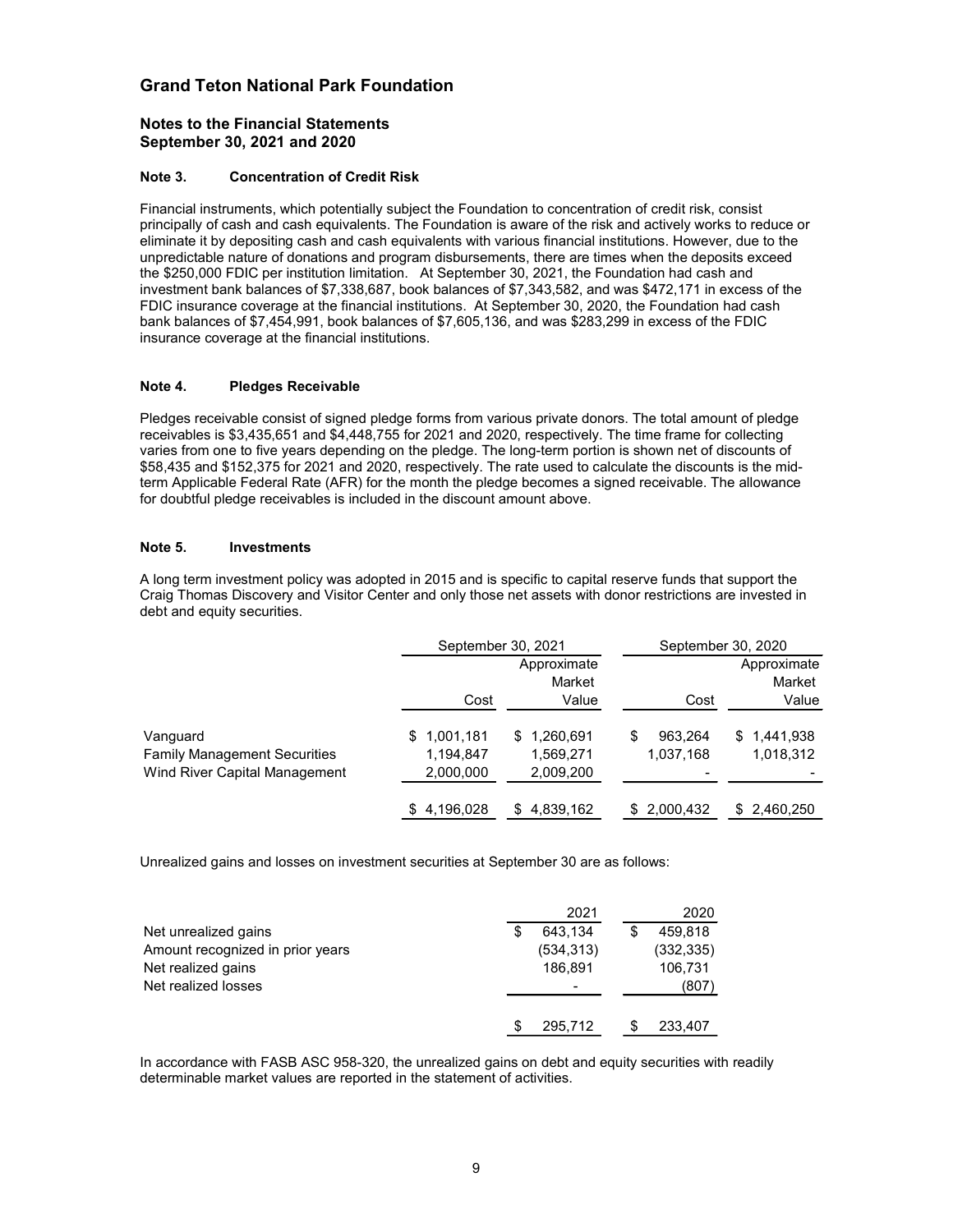# Grand Teton National Park Foundation

## Notes to the Financial Statements
## September 30, 2021 and 2020

### Note 3. Concentration of Credit Risk

Financial instruments, which potentially subject the Foundation to concentration of credit risk, consist principally of cash and cash equivalents. The Foundation is aware of the risk and actively works to reduce or eliminate it by depositing cash and cash equivalents with various financial institutions. However, due to the unpredictable nature of donations and program disbursements, there are times when the deposits exceed the $250,000 FDIC per institution limitation. At September 30, 2021, the Foundation had cash and investment bank balances of $7,338,687, book balances of $7,343,582, and was $472,171 in excess of the FDIC insurance coverage at the financial institutions. At September 30, 2020, the Foundation had cash bank balances of $7,454,991, book balances of $7,605,136, and was $283,299 in excess of the FDIC insurance coverage at the financial institutions.

### Note 4. Pledges Receivable

Pledges receivable consist of signed pledge forms from various private donors. The total amount of pledge receivables is $3,435,651 and $4,448,755 for 2021 and 2020, respectively. The time frame for collecting varies from one to five years depending on the pledge. The long-term portion is shown net of discounts of $58,435 and $152,375 for 2021 and 2020, respectively. The rate used to calculate the discounts is the mid-term Applicable Federal Rate (AFR) for the month the pledge becomes a signed receivable. The allowance for doubtful pledge receivables is included in the discount amount above.

### Note 5. Investments

A long term investment policy was adopted in 2015 and is specific to capital reserve funds that support the Craig Thomas Discovery and Visitor Center and only those net assets with donor restrictions are invested in debt and equity securities.

| | September 30, 2021 | | September 30, 2020 | |
|---|---|---|---|---|
| | Cost | Approximate Market Value | Cost | Approximate Market Value |
| Vanguard | $ 1,001,181 | $ 1,260,691 | $ 963,264 | $ 1,441,938 |
| Family Management Securities | 1,194,847 | 1,569,271 | 1,037,168 | 1,018,312 |
| Wind River Capital Management | 2,000,000 | 2,009,200 | - | - |
| | $ 4,196,028 | $ 4,839,162 | $ 2,000,432 | $ 2,460,250 |

Unrealized gains and losses on investment securities at September 30 are as follows:

| | 2021 | 2020 |
|---|---|---|
| Net unrealized gains | $ 643,134 | $ 459,818 |
| Amount recognized in prior years | (534,313) | (332,335) |
| Net realized gains | 186,891 | 106,731 |
| Net realized losses | - | (807) |
| | $ 295,712 | $ 233,407 |

In accordance with FASB ASC 958-320, the unrealized gains on debt and equity securities with readily determinable market values are reported in the statement of activities.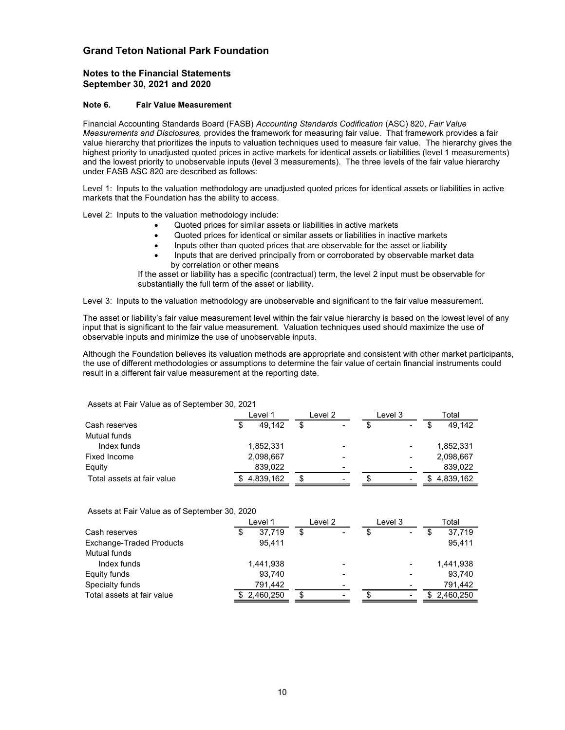## Grand Teton National Park Foundation

### Notes to the Financial Statements
### September 30, 2021 and 2020

#### Note 6. Fair Value Measurement

Financial Accounting Standards Board (FASB) *Accounting Standards Codification* (ASC) 820, *Fair Value Measurements and Disclosures,* provides the framework for measuring fair value. That framework provides a fair value hierarchy that prioritizes the inputs to valuation techniques used to measure fair value. The hierarchy gives the highest priority to unadjusted quoted prices in active markets for identical assets or liabilities (level 1 measurements) and the lowest priority to unobservable inputs (level 3 measurements). The three levels of the fair value hierarchy under FASB ASC 820 are described as follows:

Level 1: Inputs to the valuation methodology are unadjusted quoted prices for identical assets or liabilities in active markets that the Foundation has the ability to access.

Level 2: Inputs to the valuation methodology include:

- Quoted prices for similar assets or liabilities in active markets
- Quoted prices for identical or similar assets or liabilities in inactive markets
- Inputs other than quoted prices that are observable for the asset or liability
- Inputs that are derived principally from or corroborated by observable market data by correlation or other means

If the asset or liability has a specific (contractual) term, the level 2 input must be observable for substantially the full term of the asset or liability.

Level 3: Inputs to the valuation methodology are unobservable and significant to the fair value measurement.

The asset or liability's fair value measurement level within the fair value hierarchy is based on the lowest level of any input that is significant to the fair value measurement. Valuation techniques used should maximize the use of observable inputs and minimize the use of unobservable inputs.

Although the Foundation believes its valuation methods are appropriate and consistent with other market participants, the use of different methodologies or assumptions to determine the fair value of certain financial instruments could result in a different fair value measurement at the reporting date.

Assets at Fair Value as of September 30, 2021

| | Level 1 | Level 2 | Level 3 | Total |
|---|---|---|---|---|
| Cash reserves | $ 49,142 | $ - | $ - | $ 49,142 |
| Mutual funds | | | | |
| Index funds | 1,852,331 | - | - | 1,852,331 |
| Fixed Income | 2,098,667 | - | - | 2,098,667 |
| Equity | 839,022 | - | - | 839,022 |
| Total assets at fair value | $ 4,839,162 | $ - | $ - | $ 4,839,162 |

Assets at Fair Value as of September 30, 2020

| | Level 1 | Level 2 | Level 3 | Total |
|---|---|---|---|---|
| Cash reserves | $ 37,719 | $ - | $ - | $ 37,719 |
| Exchange-Traded Products | 95,411 | | | 95,411 |
| Mutual funds | | | | |
| Index funds | 1,441,938 | - | - | 1,441,938 |
| Equity funds | 93,740 | - | - | 93,740 |
| Specialty funds | 791,442 | - | - | 791,442 |
| Total assets at fair value | $ 2,460,250 | $ - | $ - | $ 2,460,250 |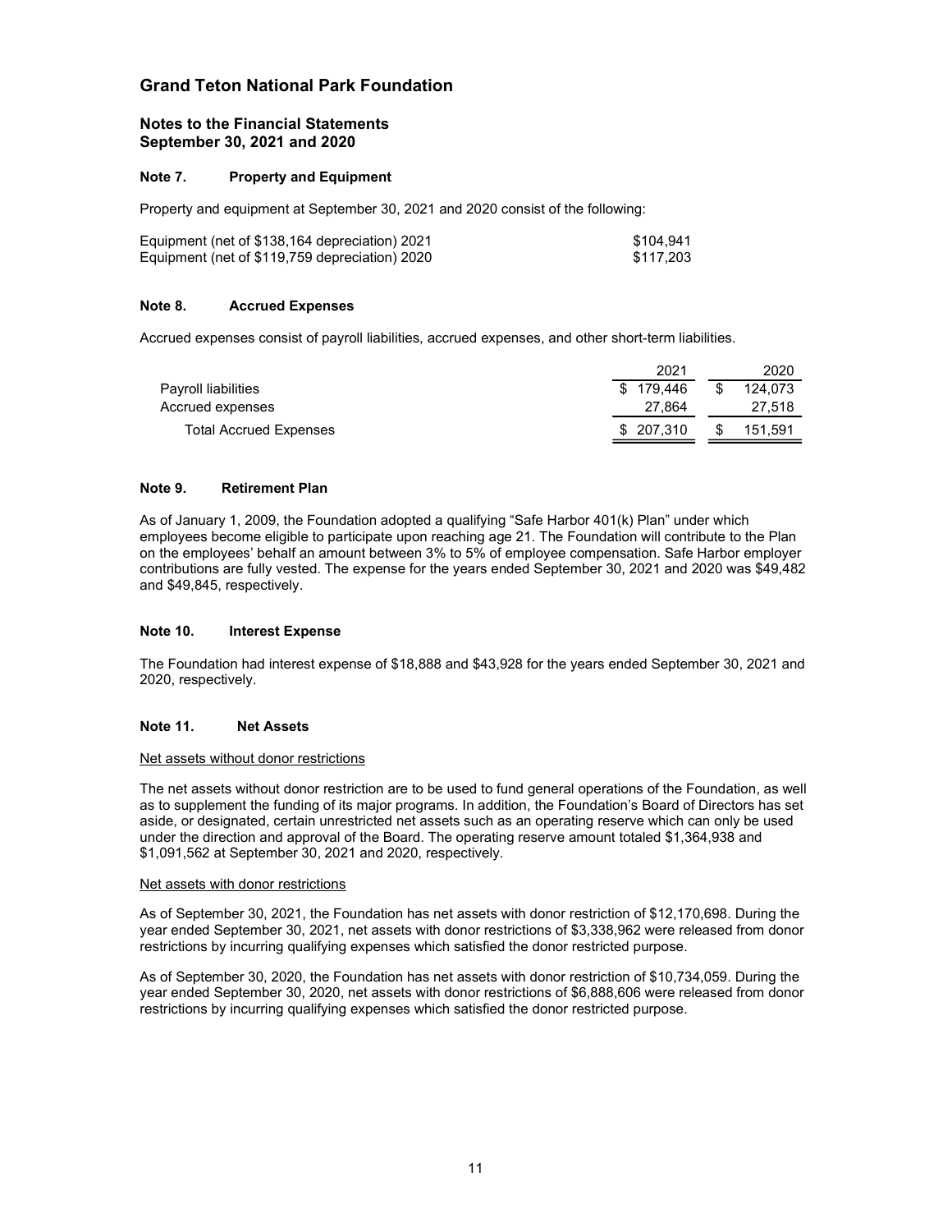# Grand Teton National Park Foundation

## Notes to the Financial Statements
## September 30, 2021 and 2020

### Note 7. Property and Equipment

Property and equipment at September 30, 2021 and 2020 consist of the following:

| | |
|---|---|
| Equipment (net of $138,164 depreciation) 2021 | $104,941 |
| Equipment (net of $119,759 depreciation) 2020 | $117,203 |

### Note 8. Accrued Expenses

Accrued expenses consist of payroll liabilities, accrued expenses, and other short-term liabilities.

| | 2021 | 2020 |
|---|---|---|
| Payroll liabilities | $ 179,446 | $ 124,073 |
| Accrued expenses | 27,864 | 27,518 |
| Total Accrued Expenses | $ 207,310 | $ 151,591 |

### Note 9. Retirement Plan

As of January 1, 2009, the Foundation adopted a qualifying "Safe Harbor 401(k) Plan" under which employees become eligible to participate upon reaching age 21. The Foundation will contribute to the Plan on the employees' behalf an amount between 3% to 5% of employee compensation. Safe Harbor employer contributions are fully vested. The expense for the years ended September 30, 2021 and 2020 was $49,482 and $49,845, respectively.

### Note 10. Interest Expense

The Foundation had interest expense of $18,888 and $43,928 for the years ended September 30, 2021 and 2020, respectively.

### Note 11. Net Assets

Net assets without donor restrictions

The net assets without donor restriction are to be used to fund general operations of the Foundation, as well as to supplement the funding of its major programs. In addition, the Foundation's Board of Directors has set aside, or designated, certain unrestricted net assets such as an operating reserve which can only be used under the direction and approval of the Board. The operating reserve amount totaled $1,364,938 and $1,091,562 at September 30, 2021 and 2020, respectively.

Net assets with donor restrictions

As of September 30, 2021, the Foundation has net assets with donor restriction of $12,170,698. During the year ended September 30, 2021, net assets with donor restrictions of $3,338,962 were released from donor restrictions by incurring qualifying expenses which satisfied the donor restricted purpose.

As of September 30, 2020, the Foundation has net assets with donor restriction of $10,734,059. During the year ended September 30, 2020, net assets with donor restrictions of $6,888,606 were released from donor restrictions by incurring qualifying expenses which satisfied the donor restricted purpose.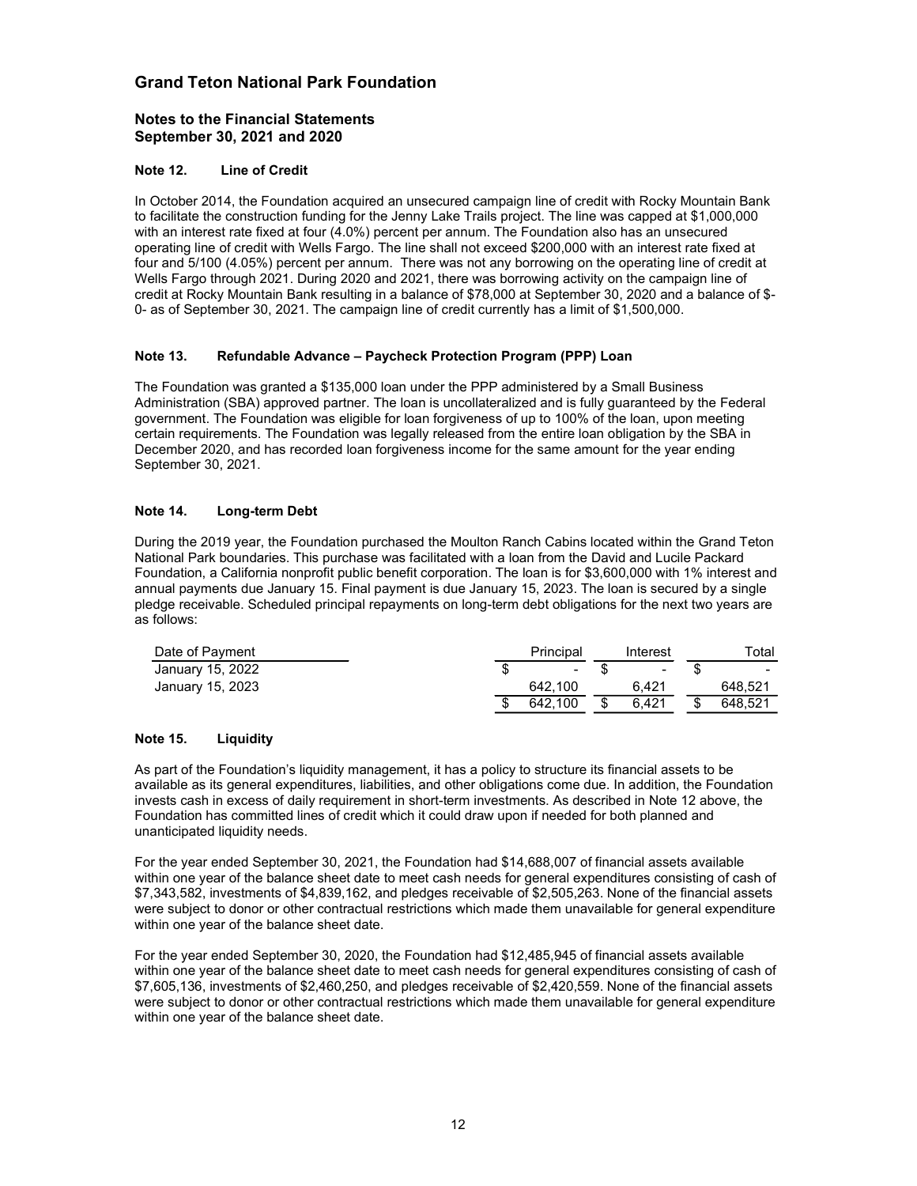# Grand Teton National Park Foundation

## Notes to the Financial Statements
## September 30, 2021 and 2020

### Note 12. Line of Credit

In October 2014, the Foundation acquired an unsecured campaign line of credit with Rocky Mountain Bank to facilitate the construction funding for the Jenny Lake Trails project. The line was capped at $1,000,000 with an interest rate fixed at four (4.0%) percent per annum. The Foundation also has an unsecured operating line of credit with Wells Fargo. The line shall not exceed $200,000 with an interest rate fixed at four and 5/100 (4.05%) percent per annum. There was not any borrowing on the operating line of credit at Wells Fargo through 2021. During 2020 and 2021, there was borrowing activity on the campaign line of credit at Rocky Mountain Bank resulting in a balance of $78,000 at September 30, 2020 and a balance of $-0- as of September 30, 2021. The campaign line of credit currently has a limit of $1,500,000.

### Note 13. Refundable Advance – Paycheck Protection Program (PPP) Loan

The Foundation was granted a $135,000 loan under the PPP administered by a Small Business Administration (SBA) approved partner. The loan is uncollateralized and is fully guaranteed by the Federal government. The Foundation was eligible for loan forgiveness of up to 100% of the loan, upon meeting certain requirements. The Foundation was legally released from the entire loan obligation by the SBA in December 2020, and has recorded loan forgiveness income for the same amount for the year ending September 30, 2021.

### Note 14. Long-term Debt

During the 2019 year, the Foundation purchased the Moulton Ranch Cabins located within the Grand Teton National Park boundaries. This purchase was facilitated with a loan from the David and Lucile Packard Foundation, a California nonprofit public benefit corporation. The loan is for $3,600,000 with 1% interest and annual payments due January 15. Final payment is due January 15, 2023. The loan is secured by a single pledge receivable. Scheduled principal repayments on long-term debt obligations for the next two years are as follows:

| Date of Payment | Principal | Interest | Total |
|---|---|---|---|
| January 15, 2022 | $ - | $ - | $ - |
| January 15, 2023 | 642,100 | 6,421 | 648,521 |
| | $ 642,100 | $ 6,421 | $ 648,521 |

### Note 15. Liquidity

As part of the Foundation's liquidity management, it has a policy to structure its financial assets to be available as its general expenditures, liabilities, and other obligations come due. In addition, the Foundation invests cash in excess of daily requirement in short-term investments. As described in Note 12 above, the Foundation has committed lines of credit which it could draw upon if needed for both planned and unanticipated liquidity needs.

For the year ended September 30, 2021, the Foundation had $14,688,007 of financial assets available within one year of the balance sheet date to meet cash needs for general expenditures consisting of cash of $7,343,582, investments of $4,839,162, and pledges receivable of $2,505,263. None of the financial assets were subject to donor or other contractual restrictions which made them unavailable for general expenditure within one year of the balance sheet date.

For the year ended September 30, 2020, the Foundation had $12,485,945 of financial assets available within one year of the balance sheet date to meet cash needs for general expenditures consisting of cash of $7,605,136, investments of $2,460,250, and pledges receivable of $2,420,559. None of the financial assets were subject to donor or other contractual restrictions which made them unavailable for general expenditure within one year of the balance sheet date.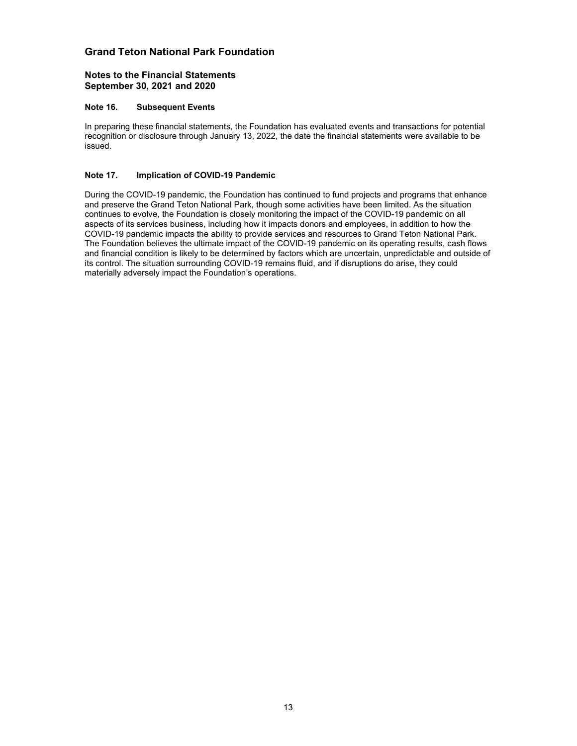# Grand Teton National Park Foundation

## Notes to the Financial Statements
## September 30, 2021 and 2020

### Note 16. Subsequent Events

In preparing these financial statements, the Foundation has evaluated events and transactions for potential recognition or disclosure through January 13, 2022, the date the financial statements were available to be issued.

### Note 17. Implication of COVID-19 Pandemic

During the COVID-19 pandemic, the Foundation has continued to fund projects and programs that enhance and preserve the Grand Teton National Park, though some activities have been limited. As the situation continues to evolve, the Foundation is closely monitoring the impact of the COVID-19 pandemic on all aspects of its services business, including how it impacts donors and employees, in addition to how the COVID-19 pandemic impacts the ability to provide services and resources to Grand Teton National Park. The Foundation believes the ultimate impact of the COVID-19 pandemic on its operating results, cash flows and financial condition is likely to be determined by factors which are uncertain, unpredictable and outside of its control. The situation surrounding COVID-19 remains fluid, and if disruptions do arise, they could materially adversely impact the Foundation's operations.